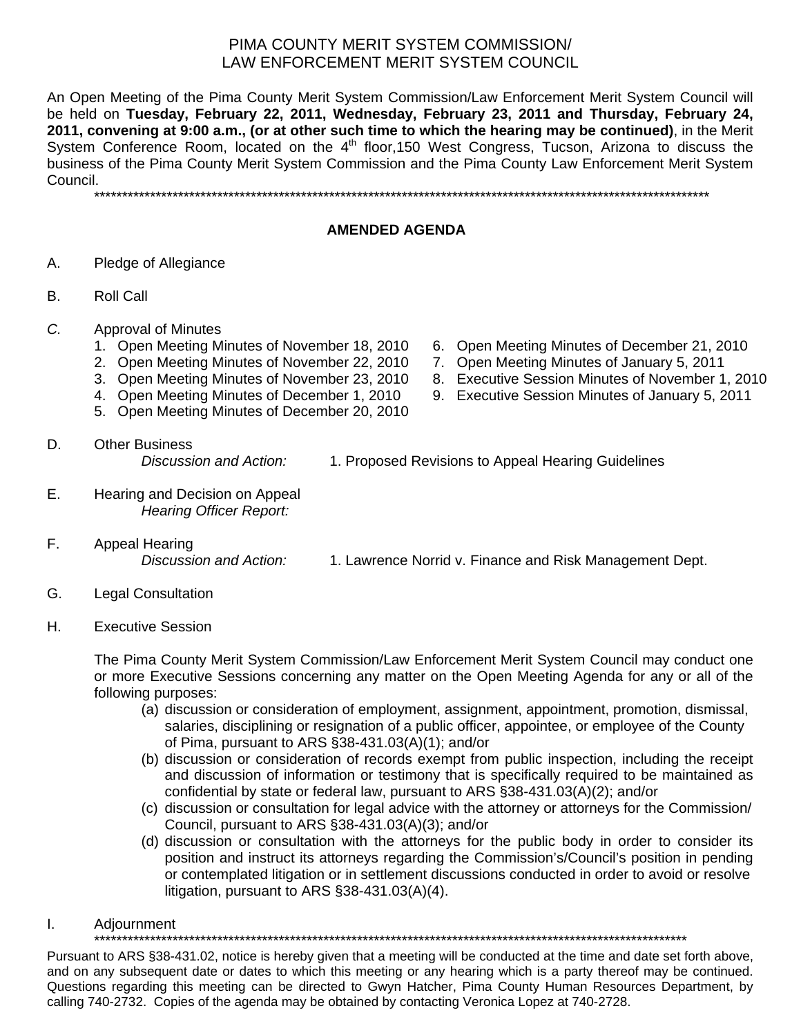# PIMA COUNTY MERIT SYSTEM COMMISSION/
# LAW ENFORCEMENT MERIT SYSTEM COUNCIL

An Open Meeting of the Pima County Merit System Commission/Law Enforcement Merit System Council will be held on **Tuesday, February 22, 2011, Wednesday, February 23, 2011 and Thursday, February 24, 2011, convening at 9:00 a.m., (or at other such time to which the hearing may be continued)**, in the Merit System Conference Room, located on the 4th floor,150 West Congress, Tucson, Arizona to discuss the business of the Pima County Merit System Commission and the Pima County Law Enforcement Merit System Council.

***************************************************************************************************************

## AMENDED AGENDA

A. Pledge of Allegiance

B. Roll Call

*C.* Approval of Minutes
1. Open Meeting Minutes of November 18, 2010
2. Open Meeting Minutes of November 22, 2010
3. Open Meeting Minutes of November 23, 2010
4. Open Meeting Minutes of December 1, 2010
5. Open Meeting Minutes of December 20, 2010
6. Open Meeting Minutes of December 21, 2010
7. Open Meeting Minutes of January 5, 2011
8. Executive Session Minutes of November 1, 2010
9. Executive Session Minutes of January 5, 2011

D. Other Business
*Discussion and Action:* 1. Proposed Revisions to Appeal Hearing Guidelines

E. Hearing and Decision on Appeal
*Hearing Officer Report:*

F. Appeal Hearing
*Discussion and Action:* 1. Lawrence Norrid v. Finance and Risk Management Dept.

G. Legal Consultation

H. Executive Session

The Pima County Merit System Commission/Law Enforcement Merit System Council may conduct one or more Executive Sessions concerning any matter on the Open Meeting Agenda for any or all of the following purposes:

(a) discussion or consideration of employment, assignment, appointment, promotion, dismissal, salaries, disciplining or resignation of a public officer, appointee, or employee of the County of Pima, pursuant to ARS §38-431.03(A)(1); and/or

(b) discussion or consideration of records exempt from public inspection, including the receipt and discussion of information or testimony that is specifically required to be maintained as confidential by state or federal law, pursuant to ARS §38-431.03(A)(2); and/or

(c) discussion or consultation for legal advice with the attorney or attorneys for the Commission/ Council, pursuant to ARS §38-431.03(A)(3); and/or

(d) discussion or consultation with the attorneys for the public body in order to consider its position and instruct its attorneys regarding the Commission's/Council's position in pending or contemplated litigation or in settlement discussions conducted in order to avoid or resolve litigation, pursuant to ARS §38-431.03(A)(4).

I. Adjournment

***************************************************************************************************************

Pursuant to ARS §38-431.02, notice is hereby given that a meeting will be conducted at the time and date set forth above, and on any subsequent date or dates to which this meeting or any hearing which is a party thereof may be continued. Questions regarding this meeting can be directed to Gwyn Hatcher, Pima County Human Resources Department, by calling 740-2732. Copies of the agenda may be obtained by contacting Veronica Lopez at 740-2728.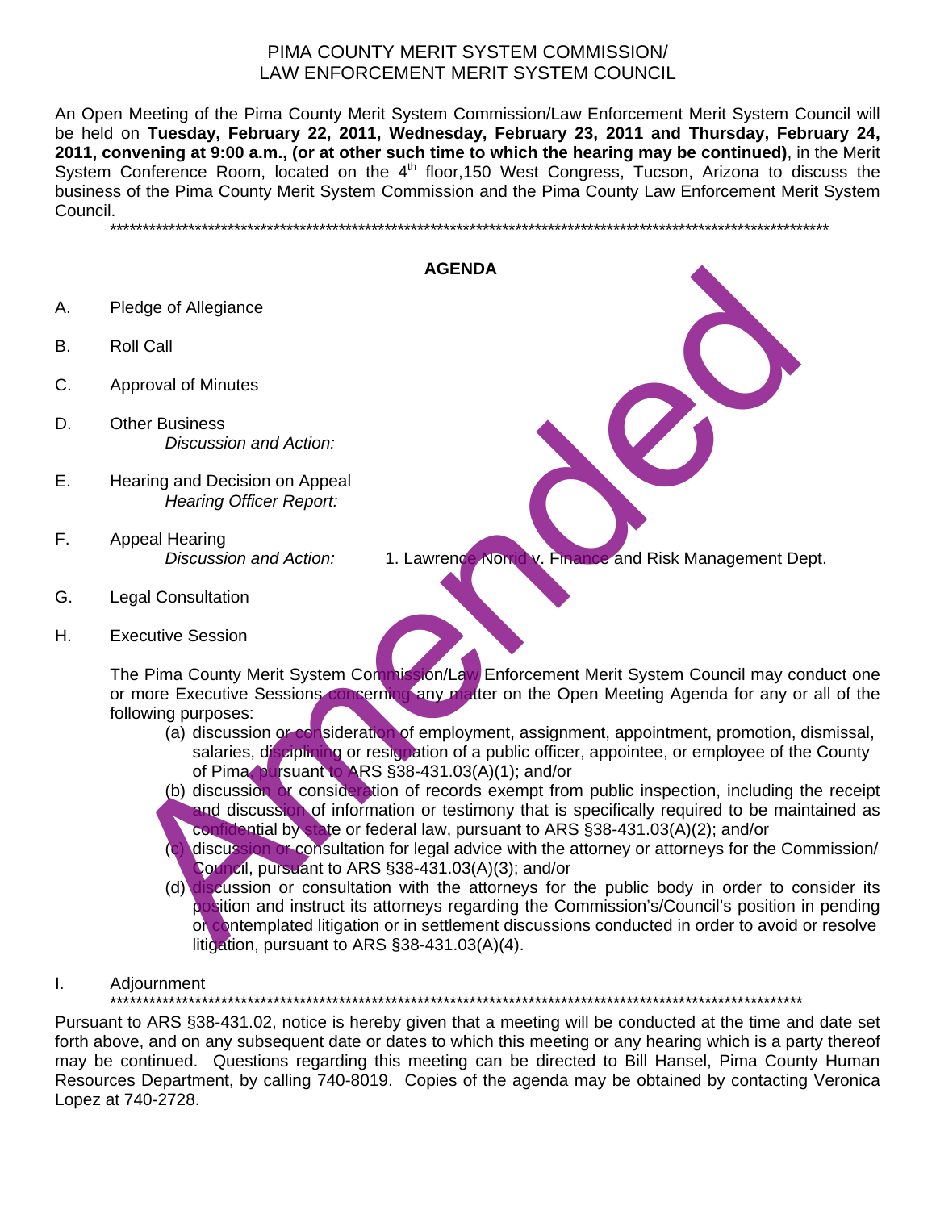# PIMA COUNTY MERIT SYSTEM COMMISSION/
# LAW ENFORCEMENT MERIT SYSTEM COUNCIL

An Open Meeting of the Pima County Merit System Commission/Law Enforcement Merit System Council will be held on **Tuesday, February 22, 2011, Wednesday, February 23, 2011 and Thursday, February 24, 2011, convening at 9:00 a.m., (or at other such time to which the hearing may be continued)**, in the Merit System Conference Room, located on the 4th floor,150 West Congress, Tucson, Arizona to discuss the business of the Pima County Merit System Commission and the Pima County Law Enforcement Merit System Council.

\*\*\*\*\*\*\*\*\*\*\*\*\*\*\*\*\*\*\*\*\*\*\*\*\*\*\*\*\*\*\*\*\*\*\*\*\*\*\*\*\*\*\*\*\*\*\*\*\*\*\*\*\*\*\*\*\*\*\*\*\*\*\*\*\*\*\*\*\*\*\*\*\*\*\*\*\*\*\*\*\*\*\*\*\*\*\*\*\*\*\*\*\*\*\*\*\*\*\*\*\*\*\*\*\*\*\*\*\*\*

**AGENDA**

Amended

A. Pledge of Allegiance

B. Roll Call

C. Approval of Minutes

D. Other Business
   *Discussion and Action:*

E. Hearing and Decision on Appeal
   *Hearing Officer Report:*

F. Appeal Hearing
   *Discussion and Action:* 1. Lawrence Norrid v. Finance and Risk Management Dept.

G. Legal Consultation

H. Executive Session

The Pima County Merit System Commission/Law Enforcement Merit System Council may conduct one or more Executive Sessions concerning any matter on the Open Meeting Agenda for any or all of the following purposes:

(a) discussion or consideration of employment, assignment, appointment, promotion, dismissal, salaries, disciplining or resignation of a public officer, appointee, or employee of the County of Pima, pursuant to ARS §38-431.03(A)(1); and/or
(b) discussion or consideration of records exempt from public inspection, including the receipt and discussion of information or testimony that is specifically required to be maintained as confidential by state or federal law, pursuant to ARS §38-431.03(A)(2); and/or
(c) discussion or consultation for legal advice with the attorney or attorneys for the Commission/ Council, pursuant to ARS §38-431.03(A)(3); and/or
(d) discussion or consultation with the attorneys for the public body in order to consider its position and instruct its attorneys regarding the Commission's/Council's position in pending or contemplated litigation or in settlement discussions conducted in order to avoid or resolve litigation, pursuant to ARS §38-431.03(A)(4).

I. Adjournment

\*\*\*\*\*\*\*\*\*\*\*\*\*\*\*\*\*\*\*\*\*\*\*\*\*\*\*\*\*\*\*\*\*\*\*\*\*\*\*\*\*\*\*\*\*\*\*\*\*\*\*\*\*\*\*\*\*\*\*\*\*\*\*\*\*\*\*\*\*\*\*\*\*\*\*\*\*\*\*\*\*\*\*\*\*\*\*\*\*\*\*\*\*\*\*\*\*\*\*\*\*\*\*\*\*\*

Pursuant to ARS §38-431.02, notice is hereby given that a meeting will be conducted at the time and date set forth above, and on any subsequent date or dates to which this meeting or any hearing which is a party thereof may be continued. Questions regarding this meeting can be directed to Bill Hansel, Pima County Human Resources Department, by calling 740-8019. Copies of the agenda may be obtained by contacting Veronica Lopez at 740-2728.